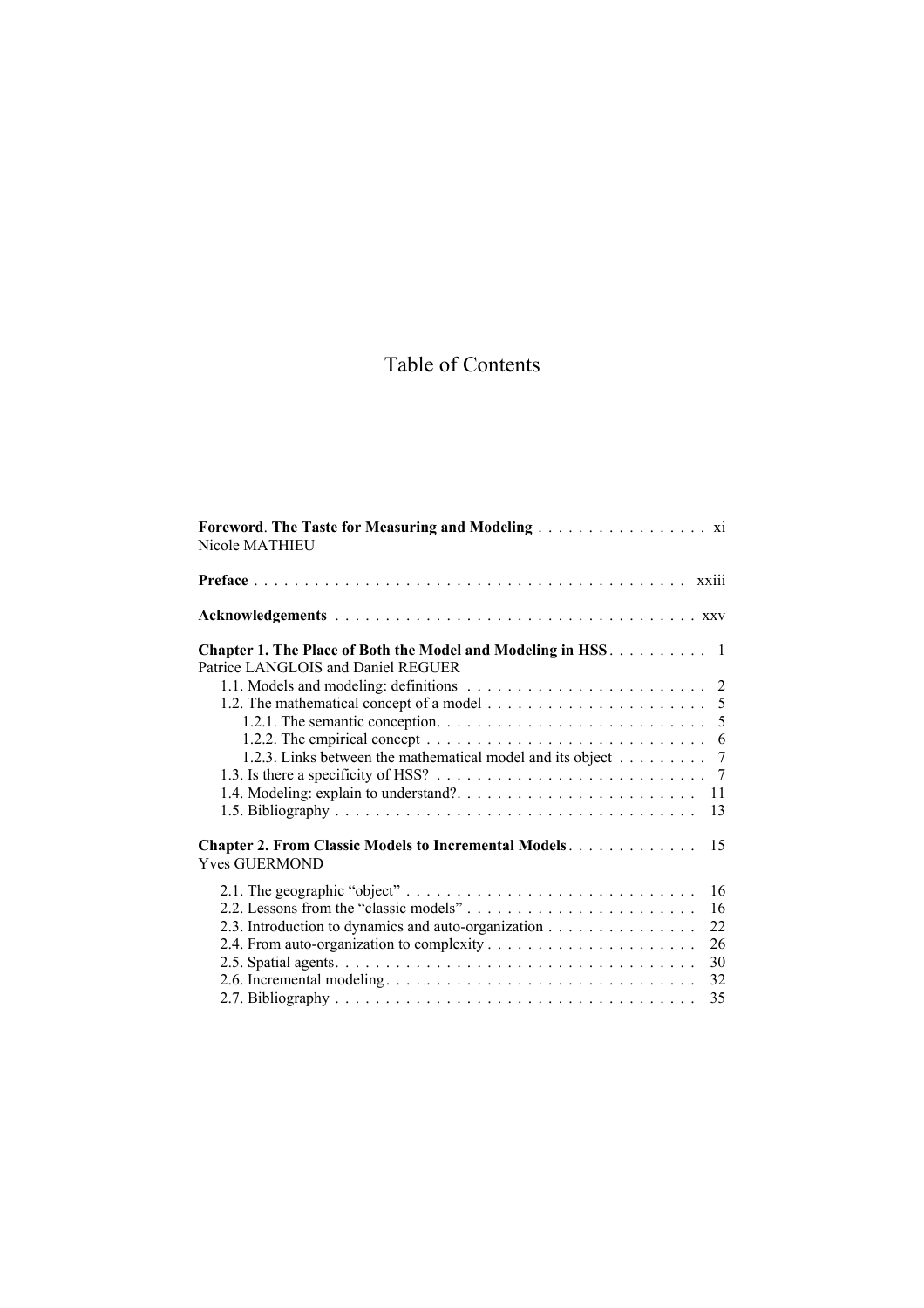# Table of Contents

**Foreword**. **The Taste for Measuring and Modeling** . . . . . . . . . . . . . . . . . xi
Nicole MATHIEU

**Preface** . . . . . . . . . . . . . . . . . . . . . . . . . . . . . . . . . . . . . . . . . xxiii

**Acknowledgements** . . . . . . . . . . . . . . . . . . . . . . . . . . . . . . . . . . xxv

**Chapter 1. The Place of Both the Model and Modeling in HSS** . . . . . . . . . . 1
Patrice LANGLOIS and Daniel REGUER

- 1.1. Models and modeling: definitions . . . . . . . . . . . . . . . . . . . . . . . . 2
- 1.2. The mathematical concept of a model . . . . . . . . . . . . . . . . . . . . . . 5
  - 1.2.1. The semantic conception. . . . . . . . . . . . . . . . . . . . . . . . . . 5
  - 1.2.2. The empirical concept . . . . . . . . . . . . . . . . . . . . . . . . . . . 6
  - 1.2.3. Links between the mathematical model and its object . . . . . . . . . 7
- 1.3. Is there a specificity of HSS? . . . . . . . . . . . . . . . . . . . . . . . . . . 7
- 1.4. Modeling: explain to understand?. . . . . . . . . . . . . . . . . . . . . . . . 11
- 1.5. Bibliography . . . . . . . . . . . . . . . . . . . . . . . . . . . . . . . . . . . 13

**Chapter 2. From Classic Models to Incremental Models** . . . . . . . . . . . . . 15
Yves GUERMOND

- 2.1. The geographic "object" . . . . . . . . . . . . . . . . . . . . . . . . . . . . . 16
- 2.2. Lessons from the "classic models" . . . . . . . . . . . . . . . . . . . . . . . 16
- 2.3. Introduction to dynamics and auto-organization . . . . . . . . . . . . . . . 22
- 2.4. From auto-organization to complexity . . . . . . . . . . . . . . . . . . . . . 26
- 2.5. Spatial agents. . . . . . . . . . . . . . . . . . . . . . . . . . . . . . . . . . . 30
- 2.6. Incremental modeling. . . . . . . . . . . . . . . . . . . . . . . . . . . . . . . 32
- 2.7. Bibliography . . . . . . . . . . . . . . . . . . . . . . . . . . . . . . . . . . . 35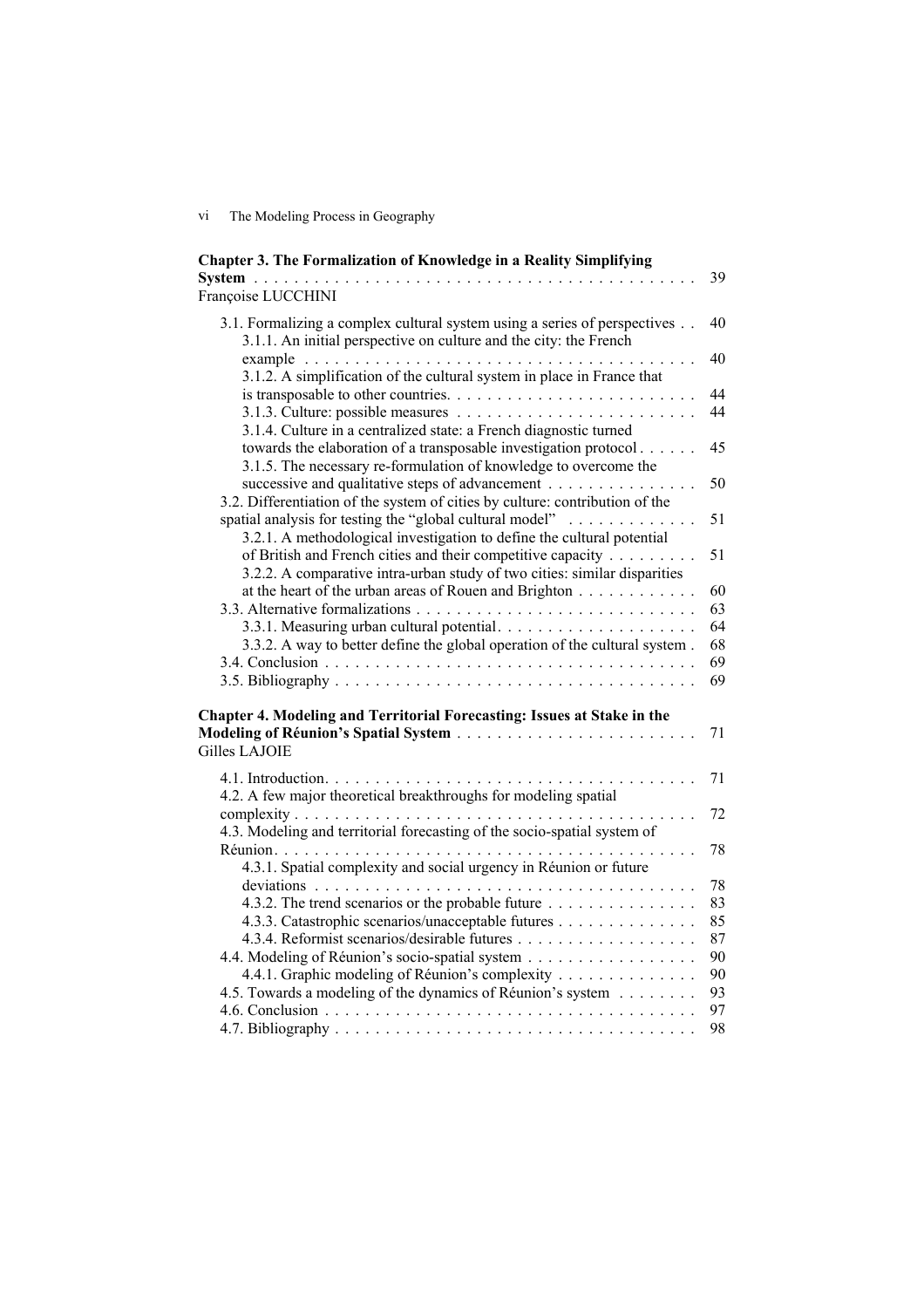**Chapter 3. The Formalization of Knowledge in a Reality Simplifying System** . . . . . . . . . . . . . . . . . . . . . . . . . . . . . . . . . . . . . . . . . . . 39
Françoise LUCCHINI

3.1. Formalizing a complex cultural system using a series of perspectives . . 40
3.1.1. An initial perspective on culture and the city: the French example . . . . . . . . . . . . . . . . . . . . . . . . . . . . . . . . . . . . . . . 40
3.1.2. A simplification of the cultural system in place in France that is transposable to other countries. . . . . . . . . . . . . . . . . . . . . . . . . 44
3.1.3. Culture: possible measures . . . . . . . . . . . . . . . . . . . . . . . . 44
3.1.4. Culture in a centralized state: a French diagnostic turned towards the elaboration of a transposable investigation protocol . . . . . . 45
3.1.5. The necessary re-formulation of knowledge to overcome the successive and qualitative steps of advancement . . . . . . . . . . . . . . . 50
3.2. Differentiation of the system of cities by culture: contribution of the spatial analysis for testing the "global cultural model" . . . . . . . . . . . . . 51
3.2.1. A methodological investigation to define the cultural potential of British and French cities and their competitive capacity . . . . . . . . . 51
3.2.2. A comparative intra-urban study of two cities: similar disparities at the heart of the urban areas of Rouen and Brighton . . . . . . . . . . . . 60
3.3. Alternative formalizations . . . . . . . . . . . . . . . . . . . . . . . . . . . . 63
3.3.1. Measuring urban cultural potential. . . . . . . . . . . . . . . . . . . . 64
3.3.2. A way to better define the global operation of the cultural system . 68
3.4. Conclusion . . . . . . . . . . . . . . . . . . . . . . . . . . . . . . . . . . . . 69
3.5. Bibliography . . . . . . . . . . . . . . . . . . . . . . . . . . . . . . . . . . . 69

**Chapter 4. Modeling and Territorial Forecasting: Issues at Stake in the Modeling of Réunion's Spatial System** . . . . . . . . . . . . . . . . . . . . . . . . 71
Gilles LAJOIE

4.1. Introduction. . . . . . . . . . . . . . . . . . . . . . . . . . . . . . . . . . . . 71
4.2. A few major theoretical breakthroughs for modeling spatial complexity . . . . . . . . . . . . . . . . . . . . . . . . . . . . . . . . . . . . . . . . 72
4.3. Modeling and territorial forecasting of the socio-spatial system of Réunion. . . . . . . . . . . . . . . . . . . . . . . . . . . . . . . . . . . . . . . . . 78
4.3.1. Spatial complexity and social urgency in Réunion or future deviations . . . . . . . . . . . . . . . . . . . . . . . . . . . . . . . . . . . . . . 78
4.3.2. The trend scenarios or the probable future . . . . . . . . . . . . . . . 83
4.3.3. Catastrophic scenarios/unacceptable futures . . . . . . . . . . . . . . 85
4.3.4. Reformist scenarios/desirable futures . . . . . . . . . . . . . . . . . . 87
4.4. Modeling of Réunion's socio-spatial system . . . . . . . . . . . . . . . . . 90
4.4.1. Graphic modeling of Réunion's complexity . . . . . . . . . . . . . . 90
4.5. Towards a modeling of the dynamics of Réunion's system . . . . . . . . 93
4.6. Conclusion . . . . . . . . . . . . . . . . . . . . . . . . . . . . . . . . . . . . 97
4.7. Bibliography . . . . . . . . . . . . . . . . . . . . . . . . . . . . . . . . . . . 98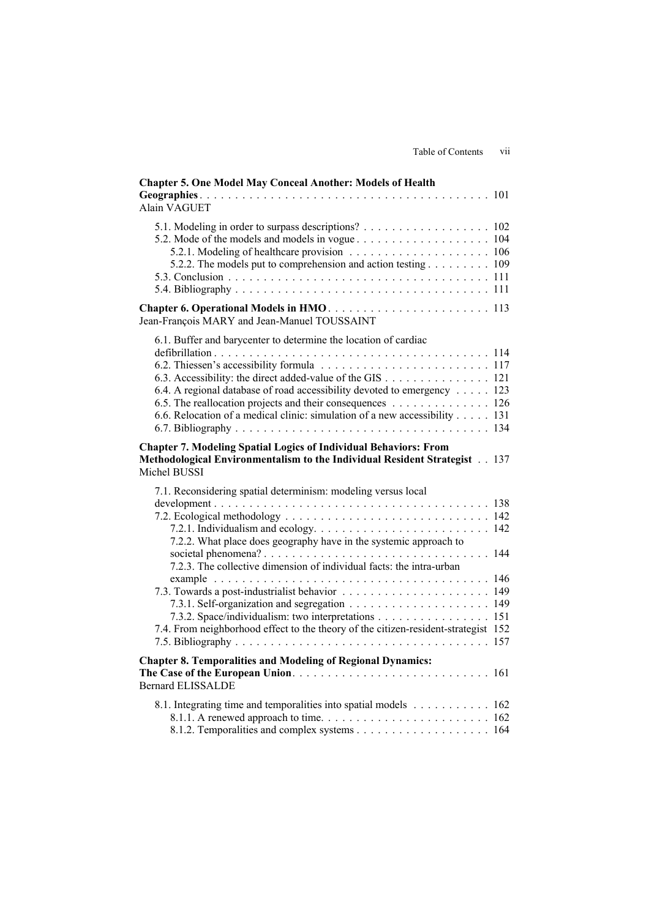**Chapter 5. One Model May Conceal Another: Models of Health Geographies** . . . . . . . . . . . . . . . . . . . . . . . . . . . . . . . . . . . . . . . . . 101
Alain VAGUET

5.1. Modeling in order to surpass descriptions? . . . . . . . . . . . . . . . . . . 102
5.2. Mode of the models and models in vogue . . . . . . . . . . . . . . . . . . . 104
5.2.1. Modeling of healthcare provision . . . . . . . . . . . . . . . . . . . . 106
5.2.2. The models put to comprehension and action testing . . . . . . . . . 109
5.3. Conclusion . . . . . . . . . . . . . . . . . . . . . . . . . . . . . . . . . . . . 111
5.4. Bibliography . . . . . . . . . . . . . . . . . . . . . . . . . . . . . . . . . . . 111

**Chapter 6. Operational Models in HMO** . . . . . . . . . . . . . . . . . . . . . . 113
Jean-François MARY and Jean-Manuel TOUSSAINT

6.1. Buffer and barycenter to determine the location of cardiac defibrillation . . . . . . . . . . . . . . . . . . . . . . . . . . . . . . . . . . . . . . 114
6.2. Thiessen's accessibility formula . . . . . . . . . . . . . . . . . . . . . . . . 117
6.3. Accessibility: the direct added-value of the GIS . . . . . . . . . . . . . . . 121
6.4. A regional database of road accessibility devoted to emergency . . . . . 123
6.5. The reallocation projects and their consequences . . . . . . . . . . . . . . 126
6.6. Relocation of a medical clinic: simulation of a new accessibility . . . . . 131
6.7. Bibliography . . . . . . . . . . . . . . . . . . . . . . . . . . . . . . . . . . . 134

**Chapter 7. Modeling Spatial Logics of Individual Behaviors: From Methodological Environmentalism to the Individual Resident Strategist** . . 137
Michel BUSSI

7.1. Reconsidering spatial determinism: modeling versus local development . . . . . . . . . . . . . . . . . . . . . . . . . . . . . . . . . . . . . . 138
7.2. Ecological methodology . . . . . . . . . . . . . . . . . . . . . . . . . . . . . 142
7.2.1. Individualism and ecology. . . . . . . . . . . . . . . . . . . . . . . . . 142
7.2.2. What place does geography have in the systemic approach to societal phenomena? . . . . . . . . . . . . . . . . . . . . . . . . . . . . . . . . 144
7.2.3. The collective dimension of individual facts: the intra-urban example . . . . . . . . . . . . . . . . . . . . . . . . . . . . . . . . . . . . . . . 146
7.3. Towards a post-industrialist behavior . . . . . . . . . . . . . . . . . . . . . 149
7.3.1. Self-organization and segregation . . . . . . . . . . . . . . . . . . . . 149
7.3.2. Space/individualism: two interpretations . . . . . . . . . . . . . . . . 151
7.4. From neighborhood effect to the theory of the citizen-resident-strategist 152
7.5. Bibliography . . . . . . . . . . . . . . . . . . . . . . . . . . . . . . . . . . . 157

**Chapter 8. Temporalities and Modeling of Regional Dynamics: The Case of the European Union** . . . . . . . . . . . . . . . . . . . . . . . . . . . 161
Bernard ELISSALDE

8.1. Integrating time and temporalities into spatial models . . . . . . . . . . . 162
8.1.1. A renewed approach to time. . . . . . . . . . . . . . . . . . . . . . . . 162
8.1.2. Temporalities and complex systems . . . . . . . . . . . . . . . . . . . 164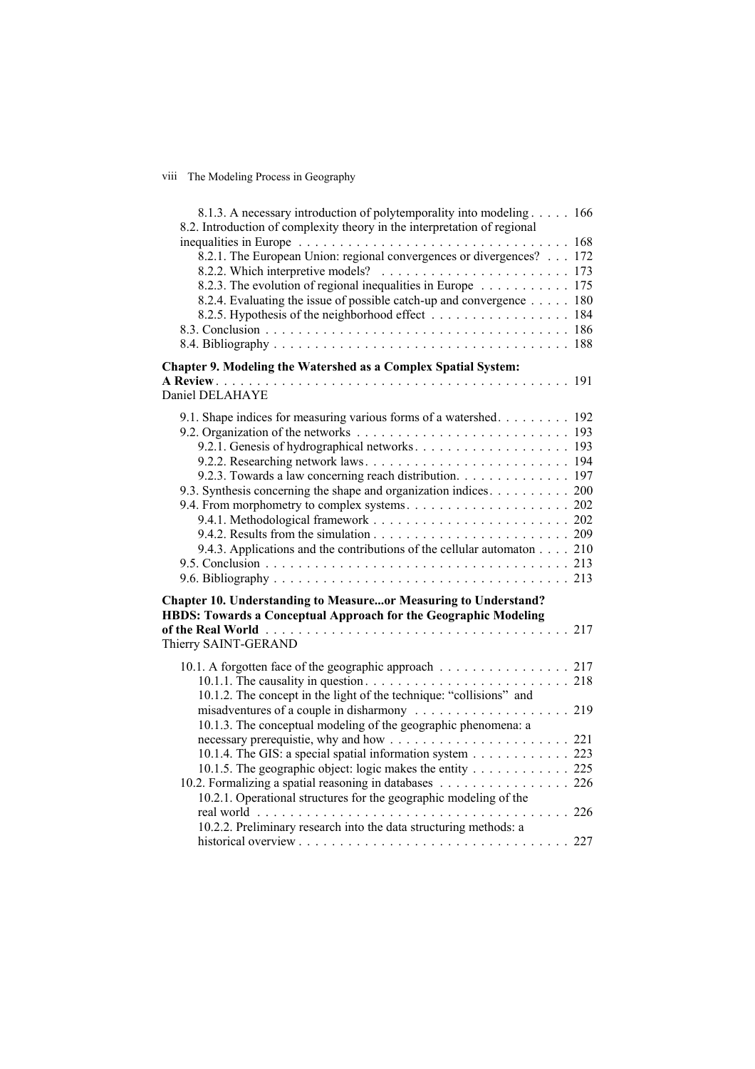8.1.3. A necessary introduction of polytemporality into modeling . . . . . 166
8.2. Introduction of complexity theory in the interpretation of regional inequalities in Europe . . . . . 168
8.2.1. The European Union: regional convergences or divergences? . . . 172
8.2.2. Which interpretive models? . . . . . 173
8.2.3. The evolution of regional inequalities in Europe . . . . . 175
8.2.4. Evaluating the issue of possible catch-up and convergence . . . . . 180
8.2.5. Hypothesis of the neighborhood effect . . . . . 184
8.3. Conclusion . . . . . 186
8.4. Bibliography . . . . . 188

**Chapter 9. Modeling the Watershed as a Complex Spatial System: A Review** . . . . . 191
Daniel DELAHAYE

9.1. Shape indices for measuring various forms of a watershed . . . . . 192
9.2. Organization of the networks . . . . . 193
9.2.1. Genesis of hydrographical networks . . . . . 193
9.2.2. Researching network laws . . . . . 194
9.2.3. Towards a law concerning reach distribution . . . . . 197
9.3. Synthesis concerning the shape and organization indices . . . . . 200
9.4. From morphometry to complex systems . . . . . 202
9.4.1. Methodological framework . . . . . 202
9.4.2. Results from the simulation . . . . . 209
9.4.3. Applications and the contributions of the cellular automaton . . . . 210
9.5. Conclusion . . . . . 213
9.6. Bibliography . . . . . 213

**Chapter 10. Understanding to Measure...or Measuring to Understand? HBDS: Towards a Conceptual Approach for the Geographic Modeling of the Real World** . . . . . 217
Thierry SAINT-GERAND

10.1. A forgotten face of the geographic approach . . . . . 217
10.1.1. The causality in question . . . . . 218
10.1.2. The concept in the light of the technique: "collisions" and misadventures of a couple in disharmony . . . . . 219
10.1.3. The conceptual modeling of the geographic phenomena: a necessary prerequistie, why and how . . . . . 221
10.1.4. The GIS: a special spatial information system . . . . . 223
10.1.5. The geographic object: logic makes the entity . . . . . 225
10.2. Formalizing a spatial reasoning in databases . . . . . 226
10.2.1. Operational structures for the geographic modeling of the real world . . . . . 226
10.2.2. Preliminary research into the data structuring methods: a historical overview . . . . . 227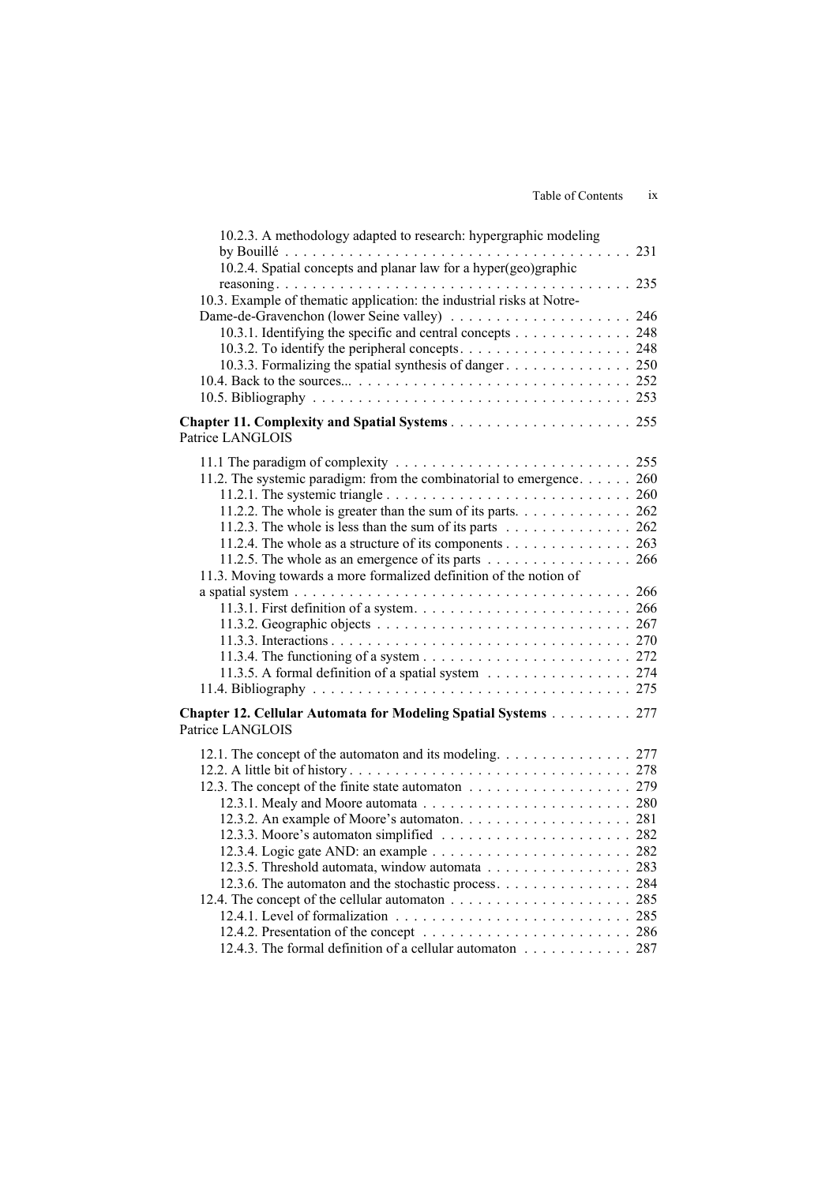10.2.3. A methodology adapted to research: hypergraphic modeling by Bouillé . . . . . . . . . . . . . . . . . . . . . . . . . . . . . . . . . . . . . . 231
10.2.4. Spatial concepts and planar law for a hyper(geo)graphic reasoning . . . . . . . . . . . . . . . . . . . . . . . . . . . . . . . . . . . . . . 235
10.3. Example of thematic application: the industrial risks at Notre-Dame-de-Gravenchon (lower Seine valley) . . . . . . . . . . . . . . . . . . . . 246
10.3.1. Identifying the specific and central concepts . . . . . . . . . . . . . 248
10.3.2. To identify the peripheral concepts . . . . . . . . . . . . . . . . . . . 248
10.3.3. Formalizing the spatial synthesis of danger . . . . . . . . . . . . . . 250
10.4. Back to the sources... . . . . . . . . . . . . . . . . . . . . . . . . . . . . . . 252
10.5. Bibliography . . . . . . . . . . . . . . . . . . . . . . . . . . . . . . . . . . . 253

**Chapter 11. Complexity and Spatial Systems** . . . . . . . . . . . . . . . . . . . . 255
Patrice LANGLOIS

11.1 The paradigm of complexity . . . . . . . . . . . . . . . . . . . . . . . . . . 255
11.2. The systemic paradigm: from the combinatorial to emergence . . . . . . 260
11.2.1. The systemic triangle . . . . . . . . . . . . . . . . . . . . . . . . . . . 260
11.2.2. The whole is greater than the sum of its parts. . . . . . . . . . . . . 262
11.2.3. The whole is less than the sum of its parts . . . . . . . . . . . . . . 262
11.2.4. The whole as a structure of its components . . . . . . . . . . . . . . 263
11.2.5. The whole as an emergence of its parts . . . . . . . . . . . . . . . . 266
11.3. Moving towards a more formalized definition of the notion of a spatial system . . . . . . . . . . . . . . . . . . . . . . . . . . . . . . . . . . . . . 266
11.3.1. First definition of a system . . . . . . . . . . . . . . . . . . . . . . . . 266
11.3.2. Geographic objects . . . . . . . . . . . . . . . . . . . . . . . . . . . . 267
11.3.3. Interactions . . . . . . . . . . . . . . . . . . . . . . . . . . . . . . . . . 270
11.3.4. The functioning of a system . . . . . . . . . . . . . . . . . . . . . . . 272
11.3.5. A formal definition of a spatial system . . . . . . . . . . . . . . . . 274
11.4. Bibliography . . . . . . . . . . . . . . . . . . . . . . . . . . . . . . . . . . . 275

**Chapter 12. Cellular Automata for Modeling Spatial Systems** . . . . . . . . . 277
Patrice LANGLOIS

12.1. The concept of the automaton and its modeling. . . . . . . . . . . . . . . 277
12.2. A little bit of history . . . . . . . . . . . . . . . . . . . . . . . . . . . . . . . 278
12.3. The concept of the finite state automaton . . . . . . . . . . . . . . . . . . 279
12.3.1. Mealy and Moore automata . . . . . . . . . . . . . . . . . . . . . . . 280
12.3.2. An example of Moore's automaton. . . . . . . . . . . . . . . . . . . . 281
12.3.3. Moore's automaton simplified . . . . . . . . . . . . . . . . . . . . . . 282
12.3.4. Logic gate AND: an example . . . . . . . . . . . . . . . . . . . . . . . 282
12.3.5. Threshold automata, window automata . . . . . . . . . . . . . . . . 283
12.3.6. The automaton and the stochastic process. . . . . . . . . . . . . . . 284
12.4. The concept of the cellular automaton . . . . . . . . . . . . . . . . . . . . 285
12.4.1. Level of formalization . . . . . . . . . . . . . . . . . . . . . . . . . . . 285
12.4.2. Presentation of the concept . . . . . . . . . . . . . . . . . . . . . . . 286
12.4.3. The formal definition of a cellular automaton . . . . . . . . . . . . 287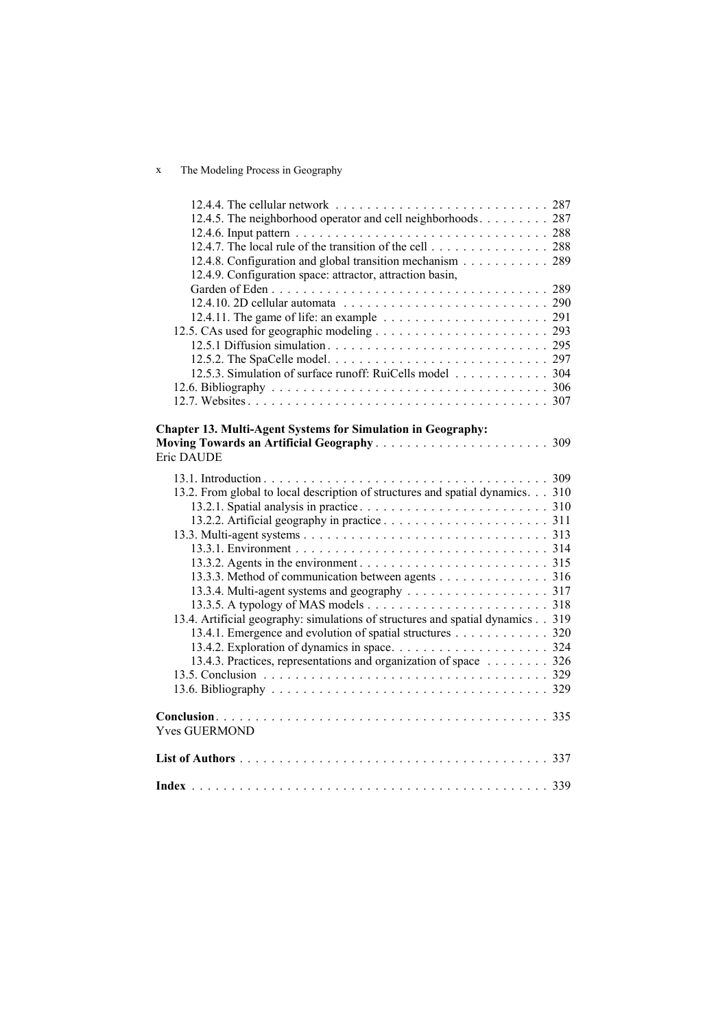12.4.4. The cellular network . . . . . . . . . . . . . . . . . . . . . . . . . . 287
12.4.5. The neighborhood operator and cell neighborhoods . . . . . . . . . 287
12.4.6. Input pattern . . . . . . . . . . . . . . . . . . . . . . . . . . . . . . . 288
12.4.7. The local rule of the transition of the cell . . . . . . . . . . . . . . . 288
12.4.8. Configuration and global transition mechanism . . . . . . . . . . . 289
12.4.9. Configuration space: attractor, attraction basin, Garden of Eden . . . . . . . . . . . . . . . . . . . . . . . . . . . . . . . . . 289
12.4.10. 2D cellular automata . . . . . . . . . . . . . . . . . . . . . . . . . . 290
12.4.11. The game of life: an example . . . . . . . . . . . . . . . . . . . . . 291
12.5. CAs used for geographic modeling . . . . . . . . . . . . . . . . . . . . . 293
12.5.1 Diffusion simulation . . . . . . . . . . . . . . . . . . . . . . . . . . . 295
12.5.2. The SpaCelle model. . . . . . . . . . . . . . . . . . . . . . . . . . . 297
12.5.3. Simulation of surface runoff: RuiCells model . . . . . . . . . . . . 304
12.6. Bibliography . . . . . . . . . . . . . . . . . . . . . . . . . . . . . . . . . . 306
12.7. Websites . . . . . . . . . . . . . . . . . . . . . . . . . . . . . . . . . . . . 307

**Chapter 13. Multi-Agent Systems for Simulation in Geography: Moving Towards an Artificial Geography** . . . . . . . . . . . . . . . . . . . . . . 309
Eric DAUDE

13.1. Introduction . . . . . . . . . . . . . . . . . . . . . . . . . . . . . . . . . . 309
13.2. From global to local description of structures and spatial dynamics. . . 310
13.2.1. Spatial analysis in practice . . . . . . . . . . . . . . . . . . . . . . . 310
13.2.2. Artificial geography in practice . . . . . . . . . . . . . . . . . . . . 311
13.3. Multi-agent systems . . . . . . . . . . . . . . . . . . . . . . . . . . . . . 313
13.3.1. Environment . . . . . . . . . . . . . . . . . . . . . . . . . . . . . . . 314
13.3.2. Agents in the environment . . . . . . . . . . . . . . . . . . . . . . . 315
13.3.3. Method of communication between agents . . . . . . . . . . . . . . 316
13.3.4. Multi-agent systems and geography . . . . . . . . . . . . . . . . . . 317
13.3.5. A typology of MAS models . . . . . . . . . . . . . . . . . . . . . . . 318
13.4. Artificial geography: simulations of structures and spatial dynamics . . 319
13.4.1. Emergence and evolution of spatial structures . . . . . . . . . . . . 320
13.4.2. Exploration of dynamics in space. . . . . . . . . . . . . . . . . . . . 324
13.4.3. Practices, representations and organization of space . . . . . . . . 326
13.5. Conclusion . . . . . . . . . . . . . . . . . . . . . . . . . . . . . . . . . . . 329
13.6. Bibliography . . . . . . . . . . . . . . . . . . . . . . . . . . . . . . . . . . 329

**Conclusion** . . . . . . . . . . . . . . . . . . . . . . . . . . . . . . . . . . . . . . 335
Yves GUERMOND

**List of Authors** . . . . . . . . . . . . . . . . . . . . . . . . . . . . . . . . . . . 337

**Index** . . . . . . . . . . . . . . . . . . . . . . . . . . . . . . . . . . . . . . . . . 339